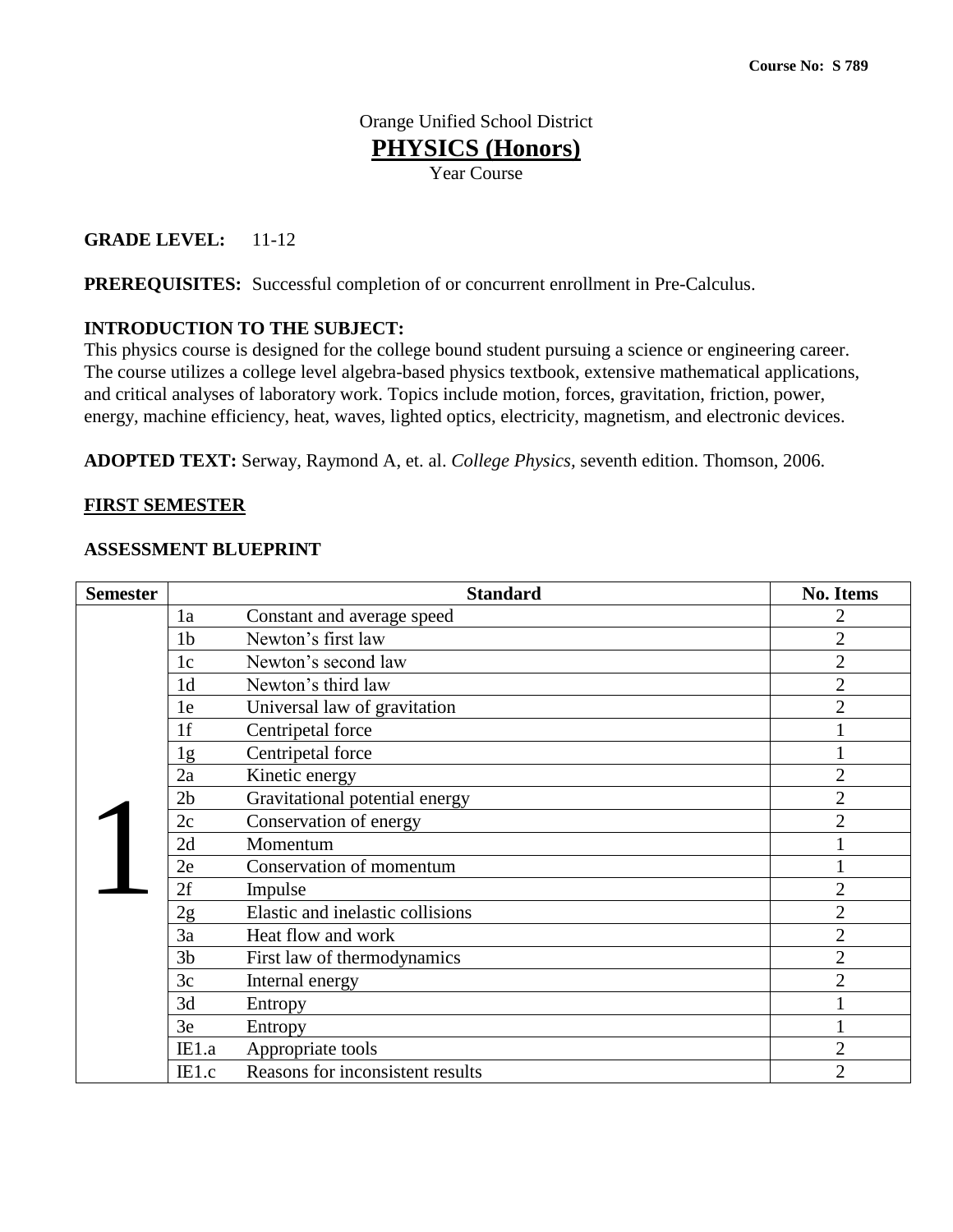**Course No: S 789**

Orange Unified School District

# PHYSICS (Honors)

Year Course

**GRADE LEVEL:** 11-12

**PREREQUISITES:** Successful completion of or concurrent enrollment in Pre-Calculus.

**INTRODUCTION TO THE SUBJECT:**
This physics course is designed for the college bound student pursuing a science or engineering career. The course utilizes a college level algebra-based physics textbook, extensive mathematical applications, and critical analyses of laboratory work. Topics include motion, forces, gravitation, friction, power, energy, machine efficiency, heat, waves, lighted optics, electricity, magnetism, and electronic devices.

**ADOPTED TEXT:** Serway, Raymond A, et. al. *College Physics*, seventh edition. Thomson, 2006.

## FIRST SEMESTER

### ASSESSMENT BLUEPRINT

| Semester | Standard | | No. Items |
|---|---|---|---|
| 1 | 1a | Constant and average speed | 2 |
| | 1b | Newton's first law | 2 |
| | 1c | Newton's second law | 2 |
| | 1d | Newton's third law | 2 |
| | 1e | Universal law of gravitation | 2 |
| | 1f | Centripetal force | 1 |
| | 1g | Centripetal force | 1 |
| | 2a | Kinetic energy | 2 |
| | 2b | Gravitational potential energy | 2 |
| | 2c | Conservation of energy | 2 |
| | 2d | Momentum | 1 |
| | 2e | Conservation of momentum | 1 |
| | 2f | Impulse | 2 |
| | 2g | Elastic and inelastic collisions | 2 |
| | 3a | Heat flow and work | 2 |
| | 3b | First law of thermodynamics | 2 |
| | 3c | Internal energy | 2 |
| | 3d | Entropy | 1 |
| | 3e | Entropy | 1 |
| | IE1.a | Appropriate tools | 2 |
| | IE1.c | Reasons for inconsistent results | 2 |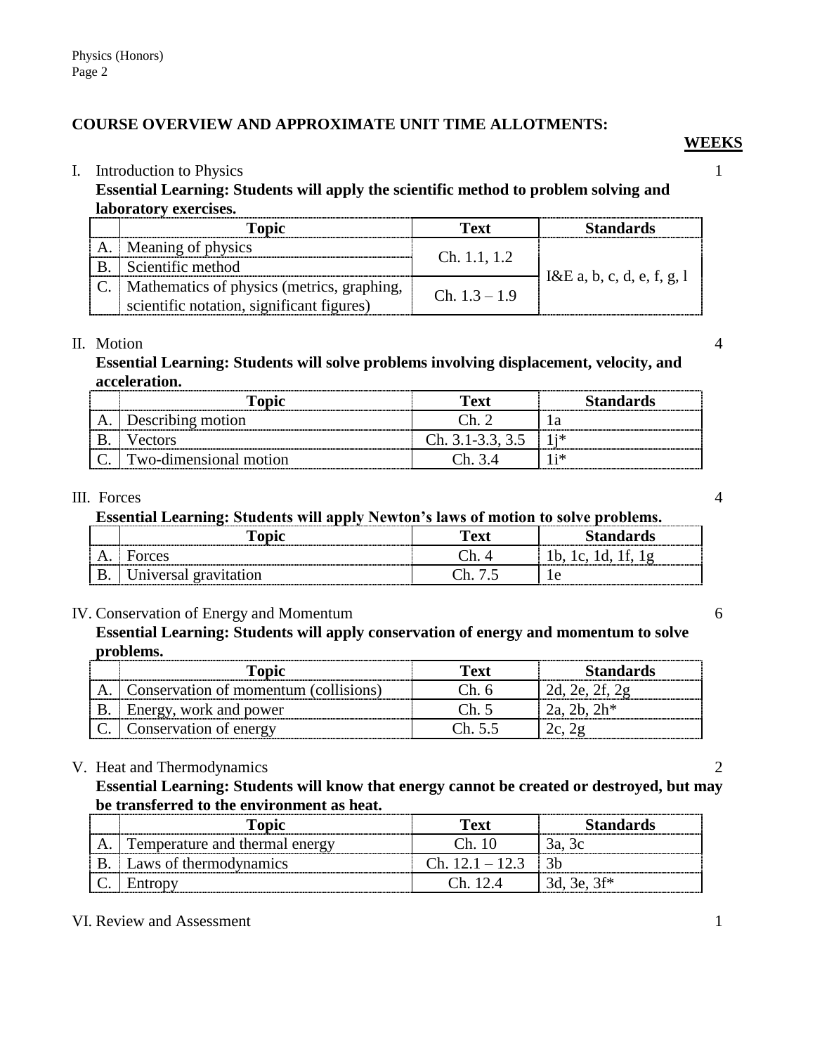## COURSE OVERVIEW AND APPROXIMATE UNIT TIME ALLOTMENTS:

**WEEKS**

I. Introduction to Physics — 1

**Essential Learning: Students will apply the scientific method to problem solving and laboratory exercises.**

| | Topic | Text | Standards |
|---|---|---|---|
| A. | Meaning of physics | Ch. 1.1, 1.2 | I&E a, b, c, d, e, f, g, l |
| B. | Scientific method | | |
| C. | Mathematics of physics (metrics, graphing, scientific notation, significant figures) | Ch. 1.3 – 1.9 | |

II. Motion — 4

**Essential Learning: Students will solve problems involving displacement, velocity, and acceleration.**

| | Topic | Text | Standards |
|---|---|---|---|
| A. | Describing motion | Ch. 2 | 1a |
| B. | Vectors | Ch. 3.1-3.3, 3.5 | 1j* |
| C. | Two-dimensional motion | Ch. 3.4 | 1i* |

III. Forces — 4

**Essential Learning: Students will apply Newton's laws of motion to solve problems.**

| | Topic | Text | Standards |
|---|---|---|---|
| A. | Forces | Ch. 4 | 1b, 1c, 1d, 1f, 1g |
| B. | Universal gravitation | Ch. 7.5 | 1e |

IV. Conservation of Energy and Momentum — 6

**Essential Learning: Students will apply conservation of energy and momentum to solve problems.**

| | Topic | Text | Standards |
|---|---|---|---|
| A. | Conservation of momentum (collisions) | Ch. 6 | 2d, 2e, 2f, 2g |
| B. | Energy, work and power | Ch. 5 | 2a, 2b, 2h* |
| C. | Conservation of energy | Ch. 5.5 | 2c, 2g |

V. Heat and Thermodynamics — 2

**Essential Learning: Students will know that energy cannot be created or destroyed, but may be transferred to the environment as heat.**

| | Topic | Text | Standards |
|---|---|---|---|
| A. | Temperature and thermal energy | Ch. 10 | 3a, 3c |
| B. | Laws of thermodynamics | Ch. 12.1 – 12.3 | 3b |
| C. | Entropy | Ch. 12.4 | 3d, 3e, 3f* |

VI. Review and Assessment — 1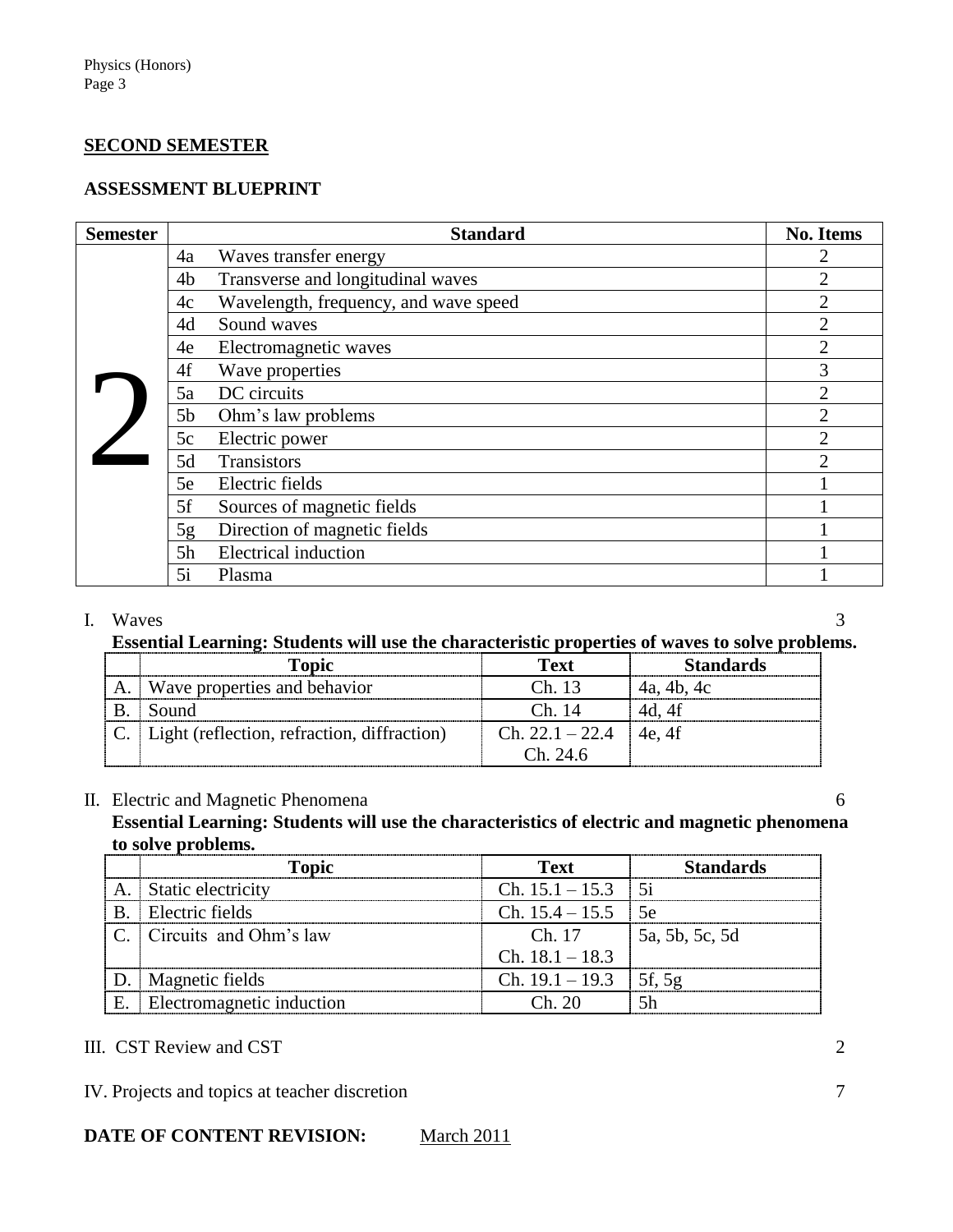## SECOND SEMESTER

### ASSESSMENT BLUEPRINT

| Semester | Standard | | No. Items |
|---|---|---|---|
| 2 | 4a | Waves transfer energy | 2 |
| | 4b | Transverse and longitudinal waves | 2 |
| | 4c | Wavelength, frequency, and wave speed | 2 |
| | 4d | Sound waves | 2 |
| | 4e | Electromagnetic waves | 2 |
| | 4f | Wave properties | 3 |
| | 5a | DC circuits | 2 |
| | 5b | Ohm's law problems | 2 |
| | 5c | Electric power | 2 |
| | 5d | Transistors | 2 |
| | 5e | Electric fields | 1 |
| | 5f | Sources of magnetic fields | 1 |
| | 5g | Direction of magnetic fields | 1 |
| | 5h | Electrical induction | 1 |
| | 5i | Plasma | 1 |

I. Waves 3

**Essential Learning: Students will use the characteristic properties of waves to solve problems.**

| | Topic | Text | Standards |
|---|---|---|---|
| A. | Wave properties and behavior | Ch. 13 | 4a, 4b, 4c |
| B. | Sound | Ch. 14 | 4d, 4f |
| C. | Light (reflection, refraction, diffraction) | Ch. 22.1 – 22.4<br>Ch. 24.6 | 4e, 4f |

II. Electric and Magnetic Phenomena 6

**Essential Learning: Students will use the characteristics of electric and magnetic phenomena to solve problems.**

| | Topic | Text | Standards |
|---|---|---|---|
| A. | Static electricity | Ch. 15.1 – 15.3 | 5i |
| B. | Electric fields | Ch. 15.4 – 15.5 | 5e |
| C. | Circuits and Ohm's law | Ch. 17<br>Ch. 18.1 – 18.3 | 5a, 5b, 5c, 5d |
| D. | Magnetic fields | Ch. 19.1 – 19.3 | 5f, 5g |
| E. | Electromagnetic induction | Ch. 20 | 5h |

III. CST Review and CST 2

IV. Projects and topics at teacher discretion 7

**DATE OF CONTENT REVISION:** March 2011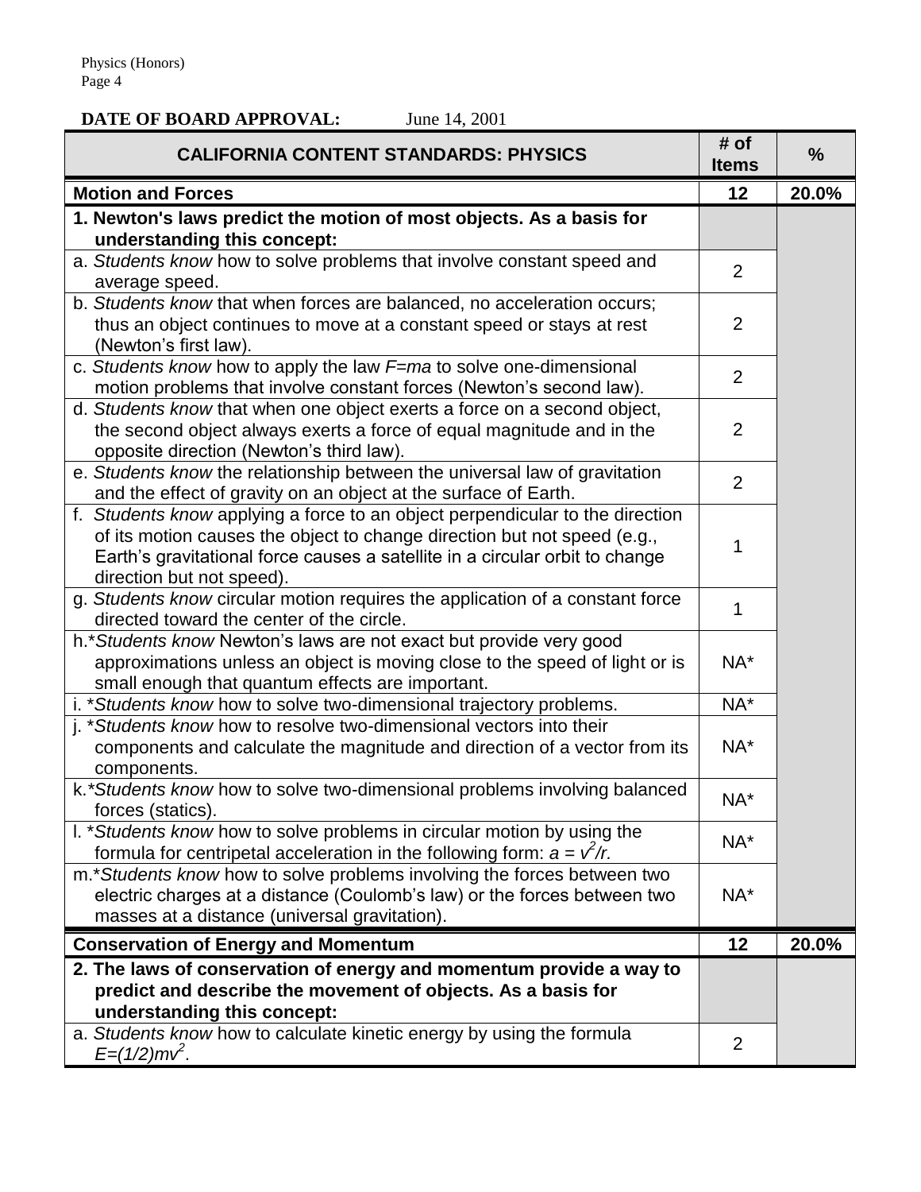**DATE OF BOARD APPROVAL:** June 14, 2001

| CALIFORNIA CONTENT STANDARDS: PHYSICS | # of Items | % |
|---|---|---|
| **Motion and Forces** | **12** | **20.0%** |
| **1. Newton's laws predict the motion of most objects. As a basis for understanding this concept:** | | |
| a. *Students know* how to solve problems that involve constant speed and average speed. | 2 | |
| b. *Students know* that when forces are balanced, no acceleration occurs; thus an object continues to move at a constant speed or stays at rest (Newton's first law). | 2 | |
| c. *Students know* how to apply the law $F=ma$ to solve one-dimensional motion problems that involve constant forces (Newton's second law). | 2 | |
| d. *Students know* that when one object exerts a force on a second object, the second object always exerts a force of equal magnitude and in the opposite direction (Newton's third law). | 2 | |
| e. *Students know* the relationship between the universal law of gravitation and the effect of gravity on an object at the surface of Earth. | 2 | |
| f. *Students know* applying a force to an object perpendicular to the direction of its motion causes the object to change direction but not speed (e.g., Earth's gravitational force causes a satellite in a circular orbit to change direction but not speed). | 1 | |
| g. *Students know* circular motion requires the application of a constant force directed toward the center of the circle. | 1 | |
| h.**Students know* Newton's laws are not exact but provide very good approximations unless an object is moving close to the speed of light or is small enough that quantum effects are important. | NA* | |
| i. **Students know* how to solve two-dimensional trajectory problems. | NA* | |
| j. **Students know* how to resolve two-dimensional vectors into their components and calculate the magnitude and direction of a vector from its components. | NA* | |
| k.**Students know* how to solve two-dimensional problems involving balanced forces (statics). | NA* | |
| l. **Students know* how to solve problems in circular motion by using the formula for centripetal acceleration in the following form: $a = v^2/r$. | NA* | |
| m.**Students know* how to solve problems involving the forces between two electric charges at a distance (Coulomb's law) or the forces between two masses at a distance (universal gravitation). | NA* | |
| **Conservation of Energy and Momentum** | **12** | **20.0%** |
| **2. The laws of conservation of energy and momentum provide a way to predict and describe the movement of objects. As a basis for understanding this concept:** | | |
| a. *Students know* how to calculate kinetic energy by using the formula $E=(1/2)mv^2$. | 2 | |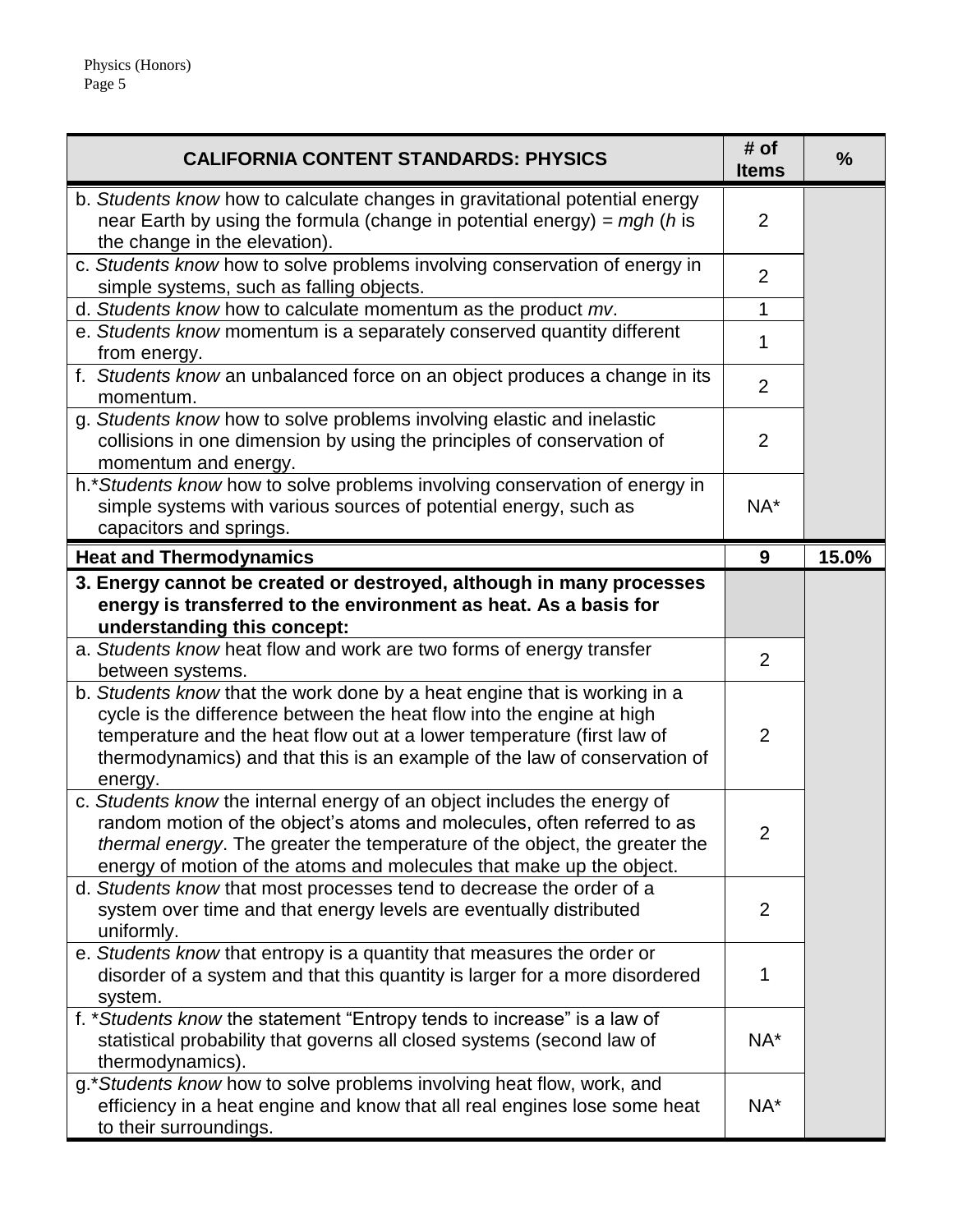| CALIFORNIA CONTENT STANDARDS: PHYSICS | # of Items | % |
|---|---|---|
| b. *Students know* how to calculate changes in gravitational potential energy near Earth by using the formula (change in potential energy) = *mgh* (*h* is the change in the elevation). | 2 | |
| c. *Students know* how to solve problems involving conservation of energy in simple systems, such as falling objects. | 2 | |
| d. *Students know* how to calculate momentum as the product *mv*. | 1 | |
| e. *Students know* momentum is a separately conserved quantity different from energy. | 1 | |
| f. *Students know* an unbalanced force on an object produces a change in its momentum. | 2 | |
| g. *Students know* how to solve problems involving elastic and inelastic collisions in one dimension by using the principles of conservation of momentum and energy. | 2 | |
| h.**Students know* how to solve problems involving conservation of energy in simple systems with various sources of potential energy, such as capacitors and springs. | NA* | |
| **Heat and Thermodynamics** | **9** | **15.0%** |
| **3. Energy cannot be created or destroyed, although in many processes energy is transferred to the environment as heat. As a basis for understanding this concept:** | | |
| a. *Students know* heat flow and work are two forms of energy transfer between systems. | 2 | |
| b. *Students know* that the work done by a heat engine that is working in a cycle is the difference between the heat flow into the engine at high temperature and the heat flow out at a lower temperature (first law of thermodynamics) and that this is an example of the law of conservation of energy. | 2 | |
| c. *Students know* the internal energy of an object includes the energy of random motion of the object's atoms and molecules, often referred to as *thermal energy*. The greater the temperature of the object, the greater the energy of motion of the atoms and molecules that make up the object. | 2 | |
| d. *Students know* that most processes tend to decrease the order of a system over time and that energy levels are eventually distributed uniformly. | 2 | |
| e. *Students know* that entropy is a quantity that measures the order or disorder of a system and that this quantity is larger for a more disordered system. | 1 | |
| f. **Students know* the statement "Entropy tends to increase" is a law of statistical probability that governs all closed systems (second law of thermodynamics). | NA* | |
| g.**Students know* how to solve problems involving heat flow, work, and efficiency in a heat engine and know that all real engines lose some heat to their surroundings. | NA* | |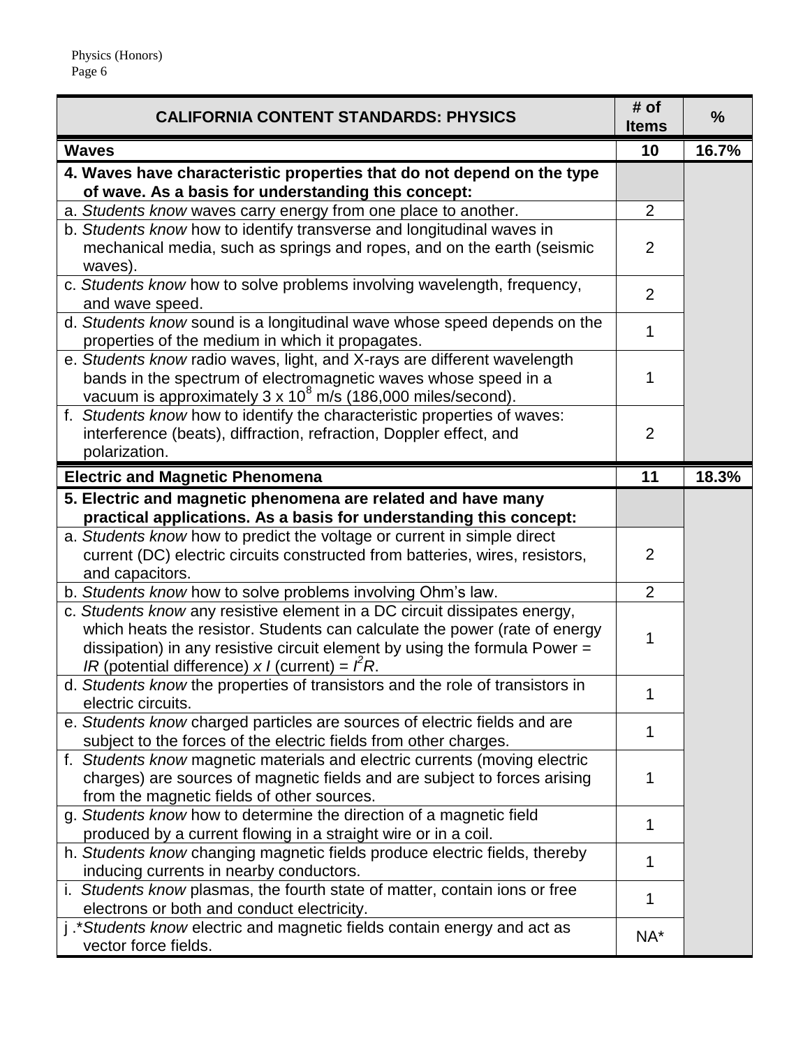| CALIFORNIA CONTENT STANDARDS: PHYSICS | # of Items | % |
|---|---|---|
| **Waves** | **10** | **16.7%** |
| **4. Waves have characteristic properties that do not depend on the type of wave. As a basis for understanding this concept:** | | |
| a. *Students know* waves carry energy from one place to another. | 2 | |
| b. *Students know* how to identify transverse and longitudinal waves in mechanical media, such as springs and ropes, and on the earth (seismic waves). | 2 | |
| c. *Students know* how to solve problems involving wavelength, frequency, and wave speed. | 2 | |
| d. *Students know* sound is a longitudinal wave whose speed depends on the properties of the medium in which it propagates. | 1 | |
| e. *Students know* radio waves, light, and X-rays are different wavelength bands in the spectrum of electromagnetic waves whose speed in a vacuum is approximately $3 \times 10^8$ m/s (186,000 miles/second). | 1 | |
| f. *Students know* how to identify the characteristic properties of waves: interference (beats), diffraction, refraction, Doppler effect, and polarization. | 2 | |
| **Electric and Magnetic Phenomena** | **11** | **18.3%** |
| **5. Electric and magnetic phenomena are related and have many practical applications. As a basis for understanding this concept:** | | |
| a. *Students know* how to predict the voltage or current in simple direct current (DC) electric circuits constructed from batteries, wires, resistors, and capacitors. | 2 | |
| b. *Students know* how to solve problems involving Ohm's law. | 2 | |
| c. *Students know* any resistive element in a DC circuit dissipates energy, which heats the resistor. Students can calculate the power (rate of energy dissipation) in any resistive circuit element by using the formula Power = $IR$ (potential difference) $x$ $I$ (current) = $I^2R$. | 1 | |
| d. *Students know* the properties of transistors and the role of transistors in electric circuits. | 1 | |
| e. *Students know* charged particles are sources of electric fields and are subject to the forces of the electric fields from other charges. | 1 | |
| f. *Students know* magnetic materials and electric currents (moving electric charges) are sources of magnetic fields and are subject to forces arising from the magnetic fields of other sources. | 1 | |
| g. *Students know* how to determine the direction of a magnetic field produced by a current flowing in a straight wire or in a coil. | 1 | |
| h. *Students know* changing magnetic fields produce electric fields, thereby inducing currents in nearby conductors. | 1 | |
| i. *Students know* plasmas, the fourth state of matter, contain ions or free electrons or both and conduct electricity. | 1 | |
| j .**Students know* electric and magnetic fields contain energy and act as vector force fields. | NA* | |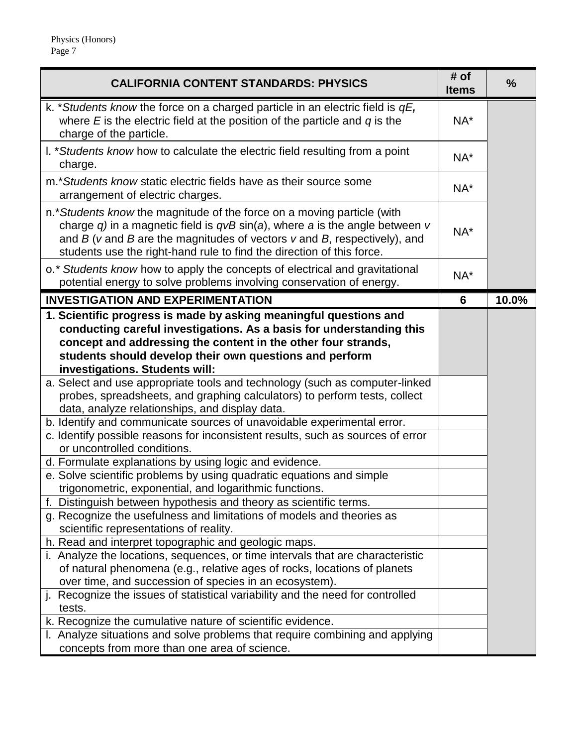| CALIFORNIA CONTENT STANDARDS: PHYSICS | # of Items | % |
|---|---|---|
| k. \**Students know* the force on a charged particle in an electric field is $qE$, where $E$ is the electric field at the position of the particle and $q$ is the charge of the particle. | NA* | |
| l. \**Students know* how to calculate the electric field resulting from a point charge. | NA* | |
| m.\**Students know* static electric fields have as their source some arrangement of electric charges. | NA* | |
| n.\**Students know* the magnitude of the force on a moving particle (with charge $q$) in a magnetic field is $qvB \sin(a)$, where $a$ is the angle between $v$ and $B$ ($v$ and $B$ are the magnitudes of vectors $v$ and $B$, respectively), and students use the right-hand rule to find the direction of this force. | NA* | |
| o.\* *Students know* how to apply the concepts of electrical and gravitational potential energy to solve problems involving conservation of energy. | NA* | |
| **INVESTIGATION AND EXPERIMENTATION** | **6** | **10.0%** |
| **1. Scientific progress is made by asking meaningful questions and conducting careful investigations. As a basis for understanding this concept and addressing the content in the other four strands, students should develop their own questions and perform investigations. Students will:** | | |
| a. Select and use appropriate tools and technology (such as computer-linked probes, spreadsheets, and graphing calculators) to perform tests, collect data, analyze relationships, and display data. | | |
| b. Identify and communicate sources of unavoidable experimental error. | | |
| c. Identify possible reasons for inconsistent results, such as sources of error or uncontrolled conditions. | | |
| d. Formulate explanations by using logic and evidence. | | |
| e. Solve scientific problems by using quadratic equations and simple trigonometric, exponential, and logarithmic functions. | | |
| f. Distinguish between hypothesis and theory as scientific terms. | | |
| g. Recognize the usefulness and limitations of models and theories as scientific representations of reality. | | |
| h. Read and interpret topographic and geologic maps. | | |
| i. Analyze the locations, sequences, or time intervals that are characteristic of natural phenomena (e.g., relative ages of rocks, locations of planets over time, and succession of species in an ecosystem). | | |
| j. Recognize the issues of statistical variability and the need for controlled tests. | | |
| k. Recognize the cumulative nature of scientific evidence. | | |
| l. Analyze situations and solve problems that require combining and applying concepts from more than one area of science. | | |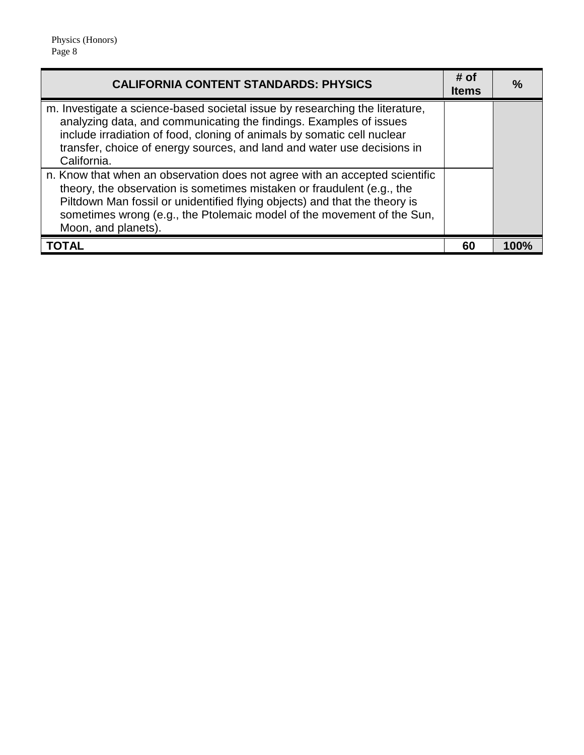| CALIFORNIA CONTENT STANDARDS: PHYSICS | # of Items | % |
|---|---|---|
| m. Investigate a science-based societal issue by researching the literature, analyzing data, and communicating the findings. Examples of issues include irradiation of food, cloning of animals by somatic cell nuclear transfer, choice of energy sources, and land and water use decisions in California. | | |
| n. Know that when an observation does not agree with an accepted scientific theory, the observation is sometimes mistaken or fraudulent (e.g., the Piltdown Man fossil or unidentified flying objects) and that the theory is sometimes wrong (e.g., the Ptolemaic model of the movement of the Sun, Moon, and planets). | | |
| **TOTAL** | **60** | **100%** |